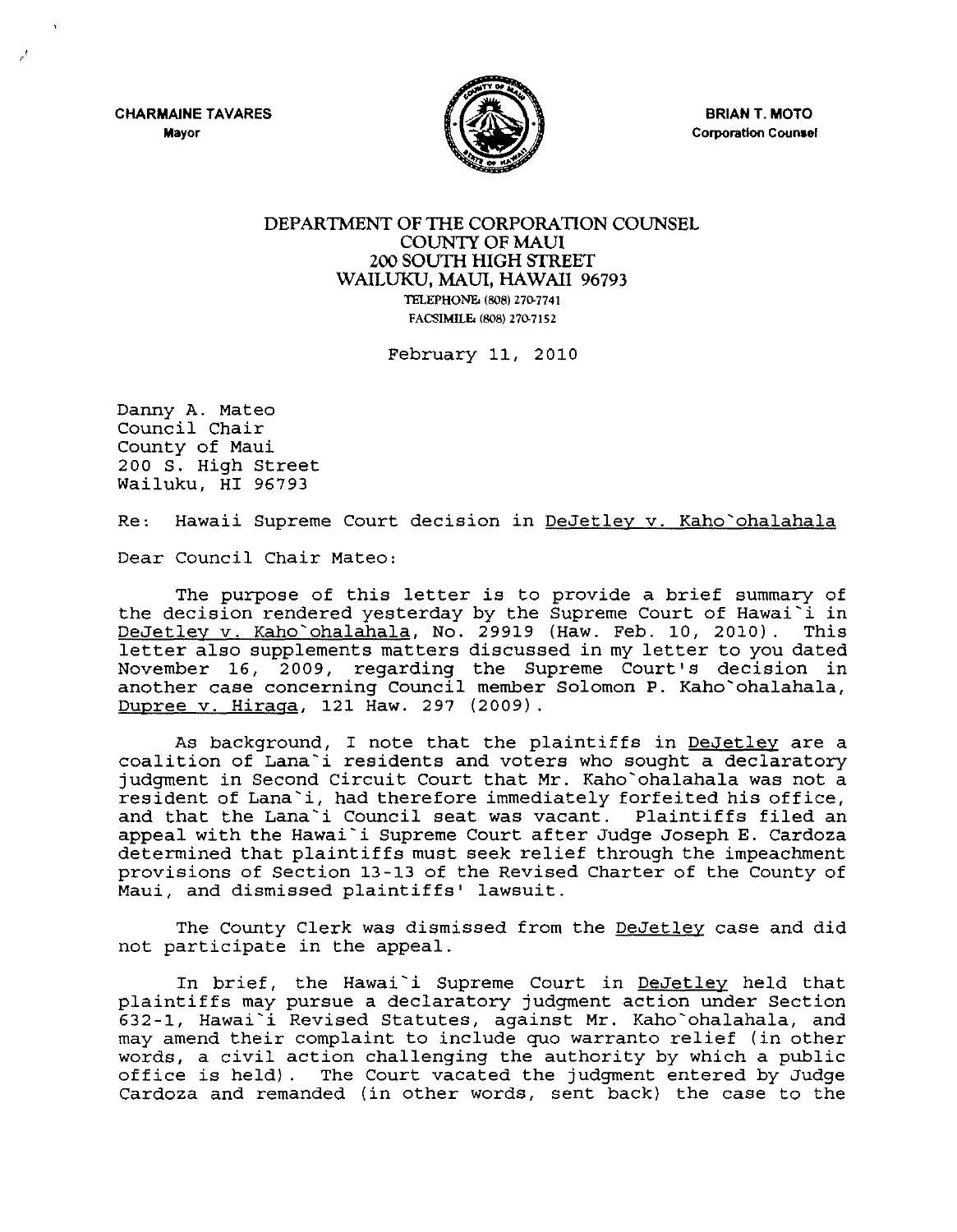**CHARMAINE TAVARES**
Mayor

**BRIAN T. MOTO**
Corporation Counsel

DEPARTMENT OF THE CORPORATION COUNSEL
COUNTY OF MAUI
200 SOUTH HIGH STREET
WAILUKU, MAUI, HAWAII 96793
TELEPHONE: (808) 270-7741
FACSIMILE: (808) 270-7152

February 11, 2010

Danny A. Mateo
Council Chair
County of Maui
200 S. High Street
Wailuku, HI 96793

Re: Hawaii Supreme Court decision in DeJetley v. Kaho`ohalahala

Dear Council Chair Mateo:

The purpose of this letter is to provide a brief summary of the decision rendered yesterday by the Supreme Court of Hawai`i in DeJetley v. Kaho`ohalahala, No. 29919 (Haw. Feb. 10, 2010). This letter also supplements matters discussed in my letter to you dated November 16, 2009, regarding the Supreme Court's decision in another case concerning Council member Solomon P. Kaho`ohalahala, Dupree v. Hiraga, 121 Haw. 297 (2009).

As background, I note that the plaintiffs in DeJetley are a coalition of Lana`i residents and voters who sought a declaratory judgment in Second Circuit Court that Mr. Kaho`ohalahala was not a resident of Lana`i, had therefore immediately forfeited his office, and that the Lana`i Council seat was vacant. Plaintiffs filed an appeal with the Hawai`i Supreme Court after Judge Joseph E. Cardoza determined that plaintiffs must seek relief through the impeachment provisions of Section 13-13 of the Revised Charter of the County of Maui, and dismissed plaintiffs' lawsuit.

The County Clerk was dismissed from the DeJetley case and did not participate in the appeal.

In brief, the Hawai`i Supreme Court in DeJetley held that plaintiffs may pursue a declaratory judgment action under Section 632-1, Hawai`i Revised Statutes, against Mr. Kaho`ohalahala, and may amend their complaint to include quo warranto relief (in other words, a civil action challenging the authority by which a public office is held). The Court vacated the judgment entered by Judge Cardoza and remanded (in other words, sent back) the case to the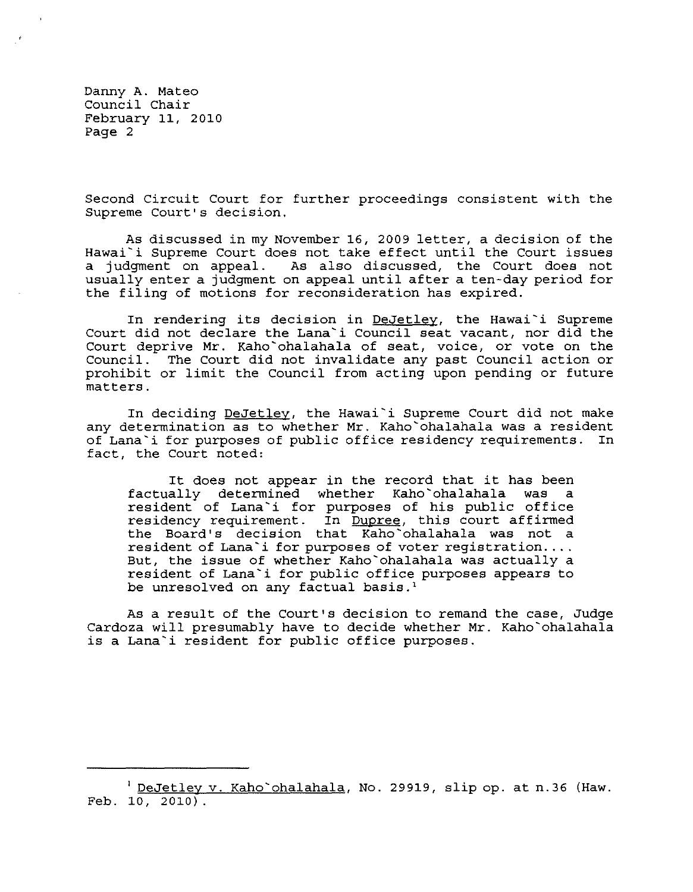Danny A. Mateo
Council Chair
February 11, 2010
Page 2

Second Circuit Court for further proceedings consistent with the Supreme Court's decision.

As discussed in my November 16, 2009 letter, a decision of the Hawai`i Supreme Court does not take effect until the Court issues a judgment on appeal. As also discussed, the Court does not usually enter a judgment on appeal until after a ten-day period for the filing of motions for reconsideration has expired.

In rendering its decision in DeJetley, the Hawai`i Supreme Court did not declare the Lana`i Council seat vacant, nor did the Court deprive Mr. Kaho`ohalahala of seat, voice, or vote on the Council. The Court did not invalidate any past Council action or prohibit or limit the Council from acting upon pending or future matters.

In deciding DeJetley, the Hawai`i Supreme Court did not make any determination as to whether Mr. Kaho`ohalahala was a resident of Lana`i for purposes of public office residency requirements. In fact, the Court noted:

> It does not appear in the record that it has been factually determined whether Kaho`ohalahala was a resident of Lana`i for purposes of his public office residency requirement. In Dupree, this court affirmed the Board's decision that Kaho`ohalahala was not a resident of Lana`i for purposes of voter registration.... But, the issue of whether Kaho`ohalahala was actually a resident of Lana`i for public office purposes appears to be unresolved on any factual basis.[1]

As a result of the Court's decision to remand the case, Judge Cardoza will presumably have to decide whether Mr. Kaho`ohalahala is a Lana`i resident for public office purposes.

---

[1] DeJetley v. Kaho`ohalahala, No. 29919, slip op. at n.36 (Haw. Feb. 10, 2010).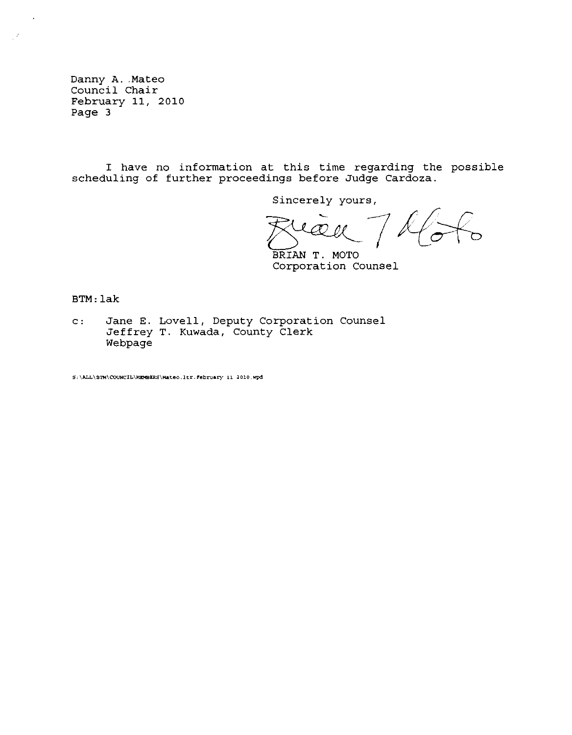Danny A. Mateo
Council Chair
February 11, 2010
Page 3

I have no information at this time regarding the possible scheduling of further proceedings before Judge Cardoza.

Sincerely yours,

BRIAN T. MOTO
Corporation Counsel

BTM:lak

c: Jane E. Lovell, Deputy Corporation Counsel
Jeffrey T. Kuwada, County Clerk
Webpage

S:\ALL\BTM\COUNCIL\MEMBERS\Mateo.ltr.February 11 2010.wpd